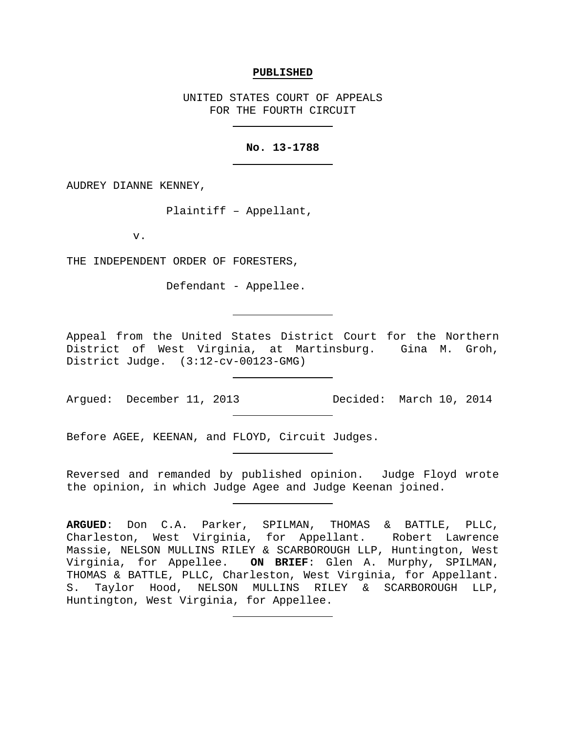**PUBLISHED**

UNITED STATES COURT OF APPEALS
FOR THE FOURTH CIRCUIT

---

**No. 13-1788**

---

AUDREY DIANNE KENNEY,

Plaintiff – Appellant,

v.

THE INDEPENDENT ORDER OF FORESTERS,

Defendant - Appellee.

---

Appeal from the United States District Court for the Northern District of West Virginia, at Martinsburg. Gina M. Groh, District Judge. (3:12-cv-00123-GMG)

---

Argued: December 11, 2013 Decided: March 10, 2014

---

Before AGEE, KEENAN, and FLOYD, Circuit Judges.

---

Reversed and remanded by published opinion. Judge Floyd wrote the opinion, in which Judge Agee and Judge Keenan joined.

---

**ARGUED**: Don C.A. Parker, SPILMAN, THOMAS & BATTLE, PLLC, Charleston, West Virginia, for Appellant. Robert Lawrence Massie, NELSON MULLINS RILEY & SCARBOROUGH LLP, Huntington, West Virginia, for Appellee. **ON BRIEF**: Glen A. Murphy, SPILMAN, THOMAS & BATTLE, PLLC, Charleston, West Virginia, for Appellant. S. Taylor Hood, NELSON MULLINS RILEY & SCARBOROUGH LLP, Huntington, West Virginia, for Appellee.

---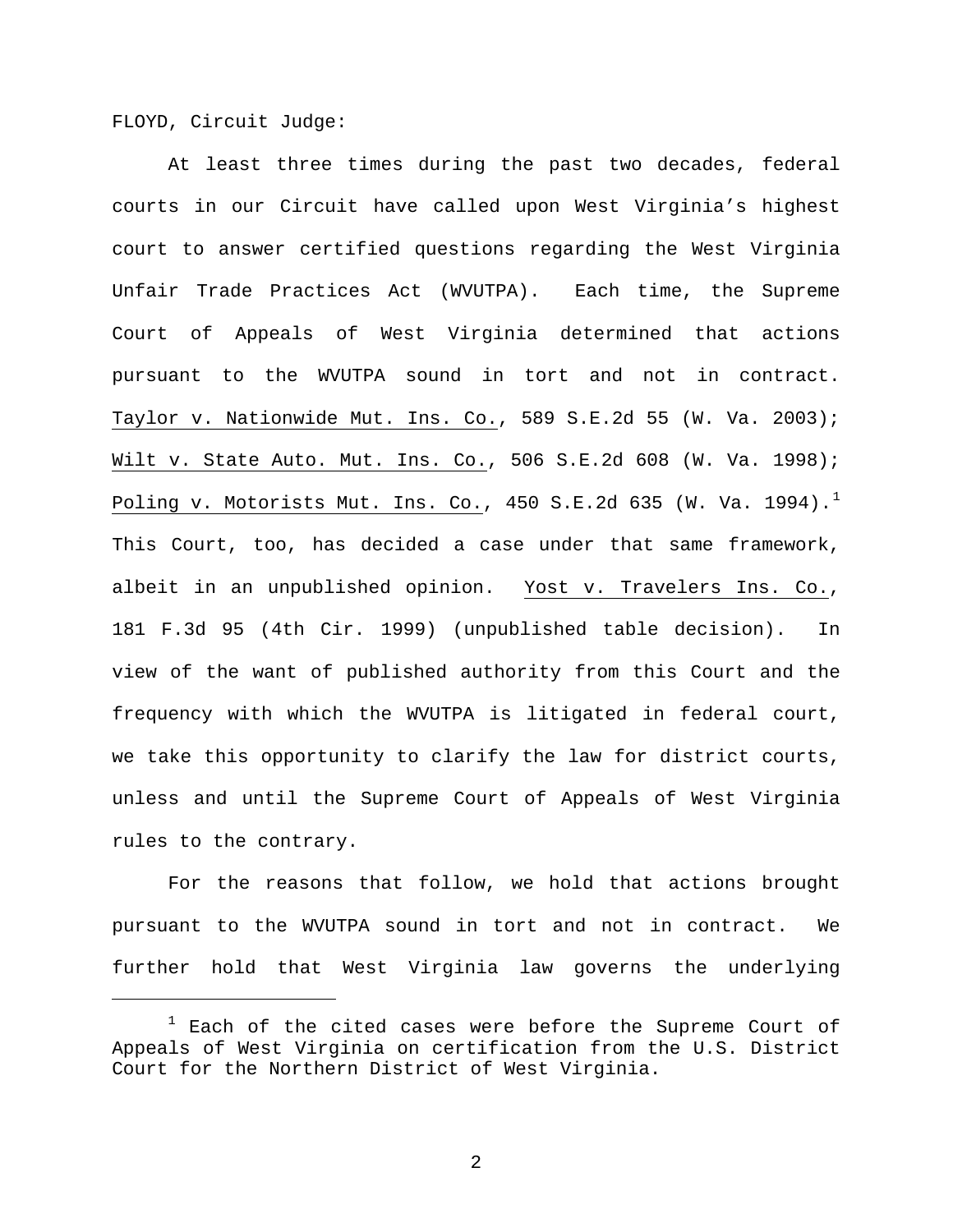FLOYD, Circuit Judge:

At least three times during the past two decades, federal courts in our Circuit have called upon West Virginia's highest court to answer certified questions regarding the West Virginia Unfair Trade Practices Act (WVUTPA). Each time, the Supreme Court of Appeals of West Virginia determined that actions pursuant to the WVUTPA sound in tort and not in contract. Taylor v. Nationwide Mut. Ins. Co., 589 S.E.2d 55 (W. Va. 2003); Wilt v. State Auto. Mut. Ins. Co., 506 S.E.2d 608 (W. Va. 1998); Poling v. Motorists Mut. Ins. Co., 450 S.E.2d 635 (W. Va. 1994).[1] This Court, too, has decided a case under that same framework, albeit in an unpublished opinion. Yost v. Travelers Ins. Co., 181 F.3d 95 (4th Cir. 1999) (unpublished table decision). In view of the want of published authority from this Court and the frequency with which the WVUTPA is litigated in federal court, we take this opportunity to clarify the law for district courts, unless and until the Supreme Court of Appeals of West Virginia rules to the contrary.

For the reasons that follow, we hold that actions brought pursuant to the WVUTPA sound in tort and not in contract. We further hold that West Virginia law governs the underlying

[1] Each of the cited cases were before the Supreme Court of Appeals of West Virginia on certification from the U.S. District Court for the Northern District of West Virginia.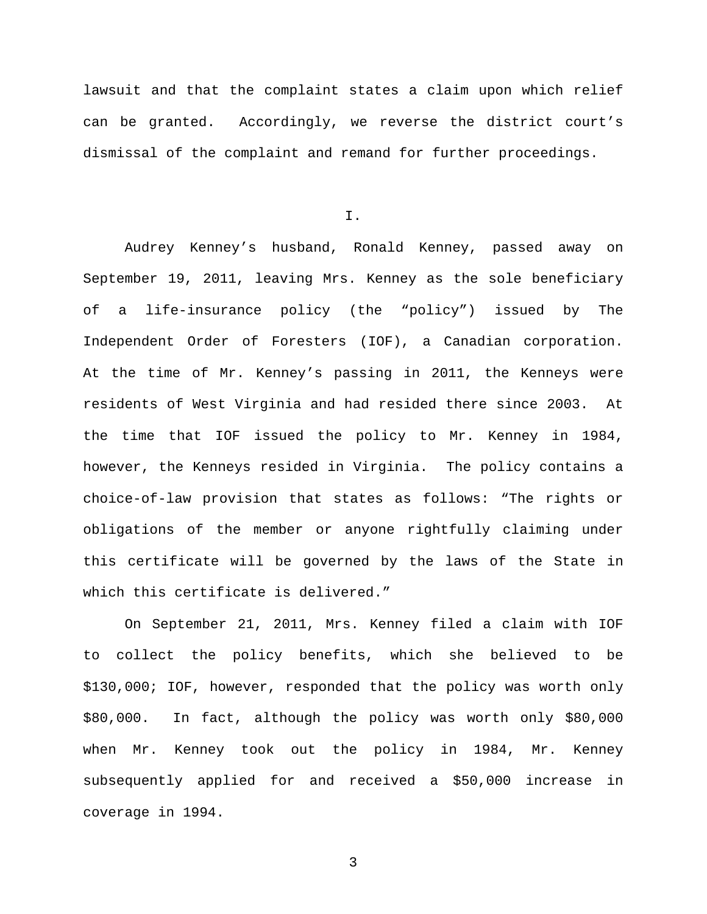lawsuit and that the complaint states a claim upon which relief can be granted. Accordingly, we reverse the district court's dismissal of the complaint and remand for further proceedings.

## I.

Audrey Kenney's husband, Ronald Kenney, passed away on September 19, 2011, leaving Mrs. Kenney as the sole beneficiary of a life-insurance policy (the "policy") issued by The Independent Order of Foresters (IOF), a Canadian corporation. At the time of Mr. Kenney's passing in 2011, the Kenneys were residents of West Virginia and had resided there since 2003. At the time that IOF issued the policy to Mr. Kenney in 1984, however, the Kenneys resided in Virginia. The policy contains a choice-of-law provision that states as follows: "The rights or obligations of the member or anyone rightfully claiming under this certificate will be governed by the laws of the State in which this certificate is delivered."

On September 21, 2011, Mrs. Kenney filed a claim with IOF to collect the policy benefits, which she believed to be $130,000; IOF, however, responded that the policy was worth only $80,000. In fact, although the policy was worth only $80,000 when Mr. Kenney took out the policy in 1984, Mr. Kenney subsequently applied for and received a $50,000 increase in coverage in 1994.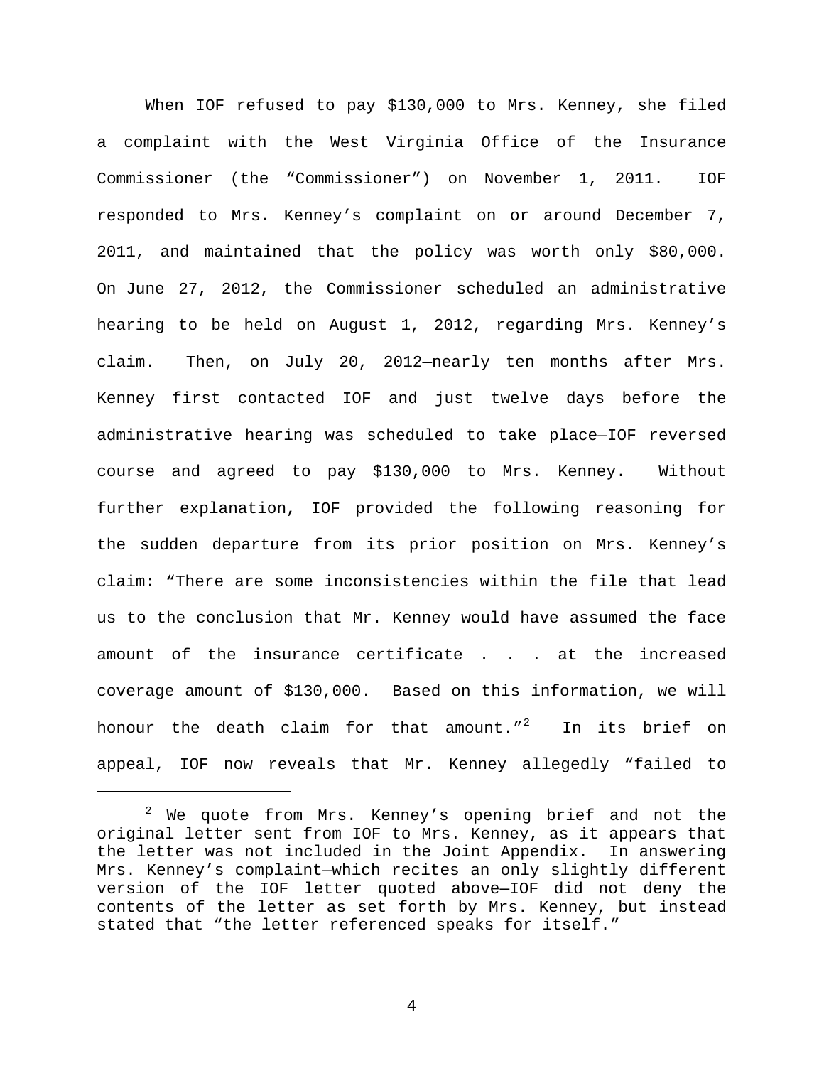When IOF refused to pay $130,000 to Mrs. Kenney, she filed a complaint with the West Virginia Office of the Insurance Commissioner (the "Commissioner") on November 1, 2011. IOF responded to Mrs. Kenney's complaint on or around December 7, 2011, and maintained that the policy was worth only $80,000. On June 27, 2012, the Commissioner scheduled an administrative hearing to be held on August 1, 2012, regarding Mrs. Kenney's claim. Then, on July 20, 2012—nearly ten months after Mrs. Kenney first contacted IOF and just twelve days before the administrative hearing was scheduled to take place—IOF reversed course and agreed to pay $130,000 to Mrs. Kenney. Without further explanation, IOF provided the following reasoning for the sudden departure from its prior position on Mrs. Kenney's claim: "There are some inconsistencies within the file that lead us to the conclusion that Mr. Kenney would have assumed the face amount of the insurance certificate . . . at the increased coverage amount of $130,000. Based on this information, we will honour the death claim for that amount."[2] In its brief on appeal, IOF now reveals that Mr. Kenney allegedly "failed to

[2] We quote from Mrs. Kenney's opening brief and not the original letter sent from IOF to Mrs. Kenney, as it appears that the letter was not included in the Joint Appendix. In answering Mrs. Kenney's complaint—which recites an only slightly different version of the IOF letter quoted above—IOF did not deny the contents of the letter as set forth by Mrs. Kenney, but instead stated that "the letter referenced speaks for itself."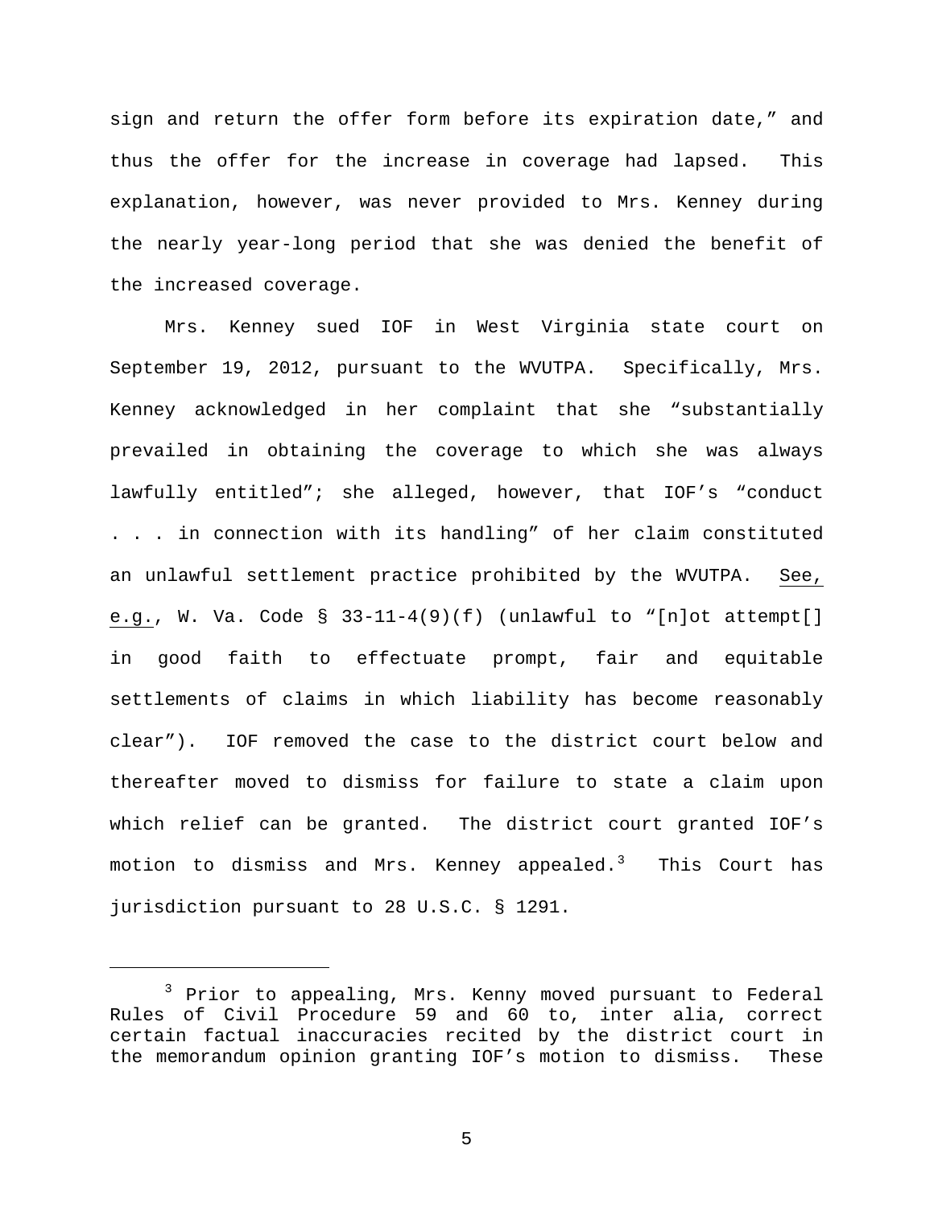sign and return the offer form before its expiration date," and thus the offer for the increase in coverage had lapsed. This explanation, however, was never provided to Mrs. Kenney during the nearly year-long period that she was denied the benefit of the increased coverage.

Mrs. Kenney sued IOF in West Virginia state court on September 19, 2012, pursuant to the WVUTPA. Specifically, Mrs. Kenney acknowledged in her complaint that she "substantially prevailed in obtaining the coverage to which she was always lawfully entitled"; she alleged, however, that IOF's "conduct . . . in connection with its handling" of her claim constituted an unlawful settlement practice prohibited by the WVUTPA. See, e.g., W. Va. Code § 33-11-4(9)(f) (unlawful to "[n]ot attempt[] in good faith to effectuate prompt, fair and equitable settlements of claims in which liability has become reasonably clear"). IOF removed the case to the district court below and thereafter moved to dismiss for failure to state a claim upon which relief can be granted. The district court granted IOF's motion to dismiss and Mrs. Kenney appealed.[3] This Court has jurisdiction pursuant to 28 U.S.C. § 1291.

---

[3] Prior to appealing, Mrs. Kenny moved pursuant to Federal Rules of Civil Procedure 59 and 60 to, inter alia, correct certain factual inaccuracies recited by the district court in the memorandum opinion granting IOF's motion to dismiss. These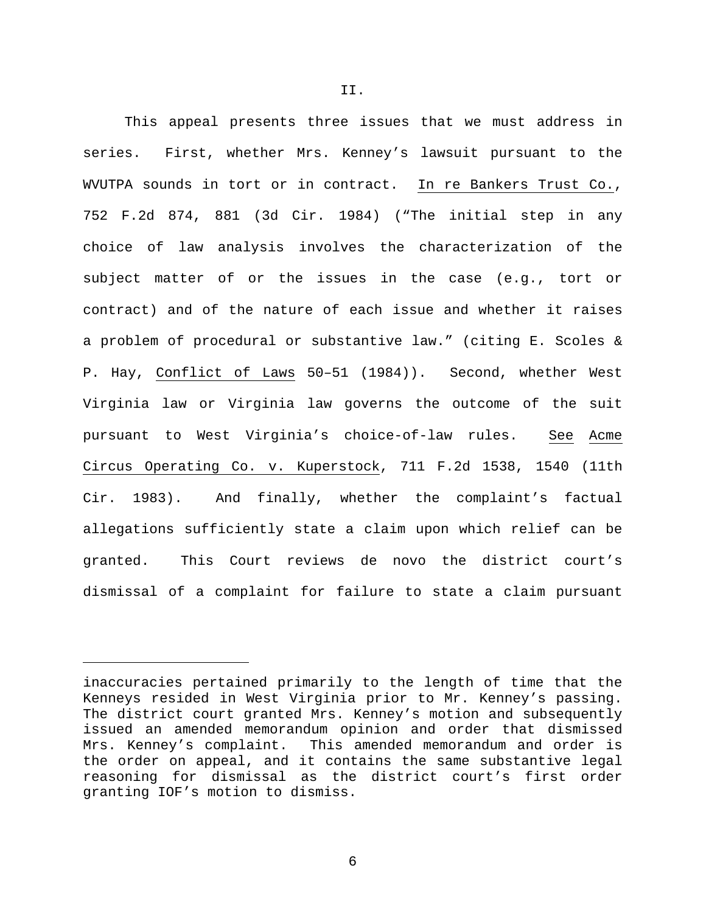II.

This appeal presents three issues that we must address in series. First, whether Mrs. Kenney's lawsuit pursuant to the WVUTPA sounds in tort or in contract. In re Bankers Trust Co., 752 F.2d 874, 881 (3d Cir. 1984) ("The initial step in any choice of law analysis involves the characterization of the subject matter of or the issues in the case (e.g., tort or contract) and of the nature of each issue and whether it raises a problem of procedural or substantive law." (citing E. Scoles & P. Hay, Conflict of Laws 50–51 (1984)). Second, whether West Virginia law or Virginia law governs the outcome of the suit pursuant to West Virginia's choice-of-law rules. See Acme Circus Operating Co. v. Kuperstock, 711 F.2d 1538, 1540 (11th Cir. 1983). And finally, whether the complaint's factual allegations sufficiently state a claim upon which relief can be granted. This Court reviews de novo the district court's dismissal of a complaint for failure to state a claim pursuant

---

inaccuracies pertained primarily to the length of time that the Kenneys resided in West Virginia prior to Mr. Kenney's passing. The district court granted Mrs. Kenney's motion and subsequently issued an amended memorandum opinion and order that dismissed Mrs. Kenney's complaint. This amended memorandum and order is the order on appeal, and it contains the same substantive legal reasoning for dismissal as the district court's first order granting IOF's motion to dismiss.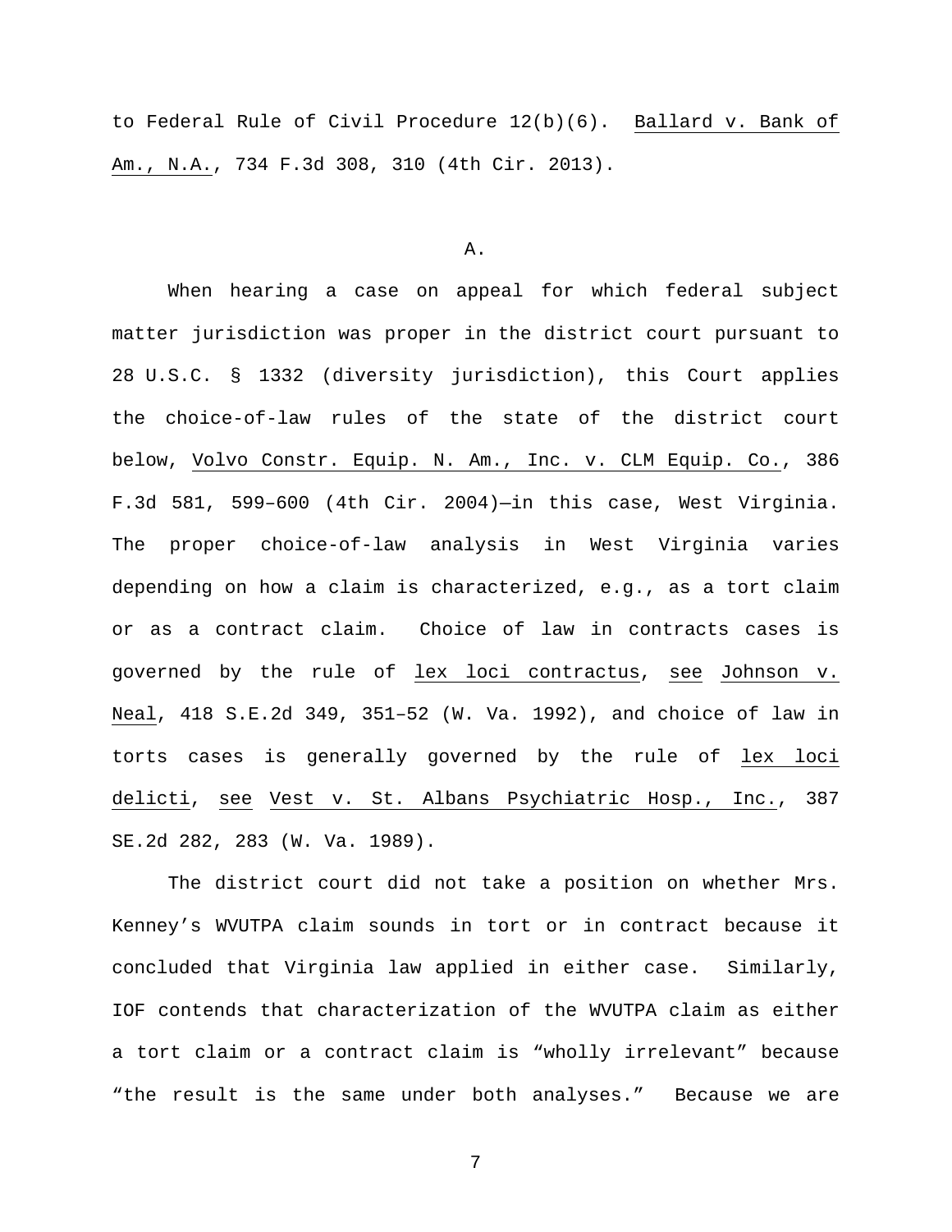to Federal Rule of Civil Procedure 12(b)(6). Ballard v. Bank of Am., N.A., 734 F.3d 308, 310 (4th Cir. 2013).

A.

When hearing a case on appeal for which federal subject matter jurisdiction was proper in the district court pursuant to 28 U.S.C. § 1332 (diversity jurisdiction), this Court applies the choice-of-law rules of the state of the district court below, Volvo Constr. Equip. N. Am., Inc. v. CLM Equip. Co., 386 F.3d 581, 599–600 (4th Cir. 2004)—in this case, West Virginia. The proper choice-of-law analysis in West Virginia varies depending on how a claim is characterized, e.g., as a tort claim or as a contract claim. Choice of law in contracts cases is governed by the rule of lex loci contractus, see Johnson v. Neal, 418 S.E.2d 349, 351–52 (W. Va. 1992), and choice of law in torts cases is generally governed by the rule of lex loci delicti, see Vest v. St. Albans Psychiatric Hosp., Inc., 387 SE.2d 282, 283 (W. Va. 1989).

The district court did not take a position on whether Mrs. Kenney's WVUTPA claim sounds in tort or in contract because it concluded that Virginia law applied in either case. Similarly, IOF contends that characterization of the WVUTPA claim as either a tort claim or a contract claim is "wholly irrelevant" because "the result is the same under both analyses." Because we are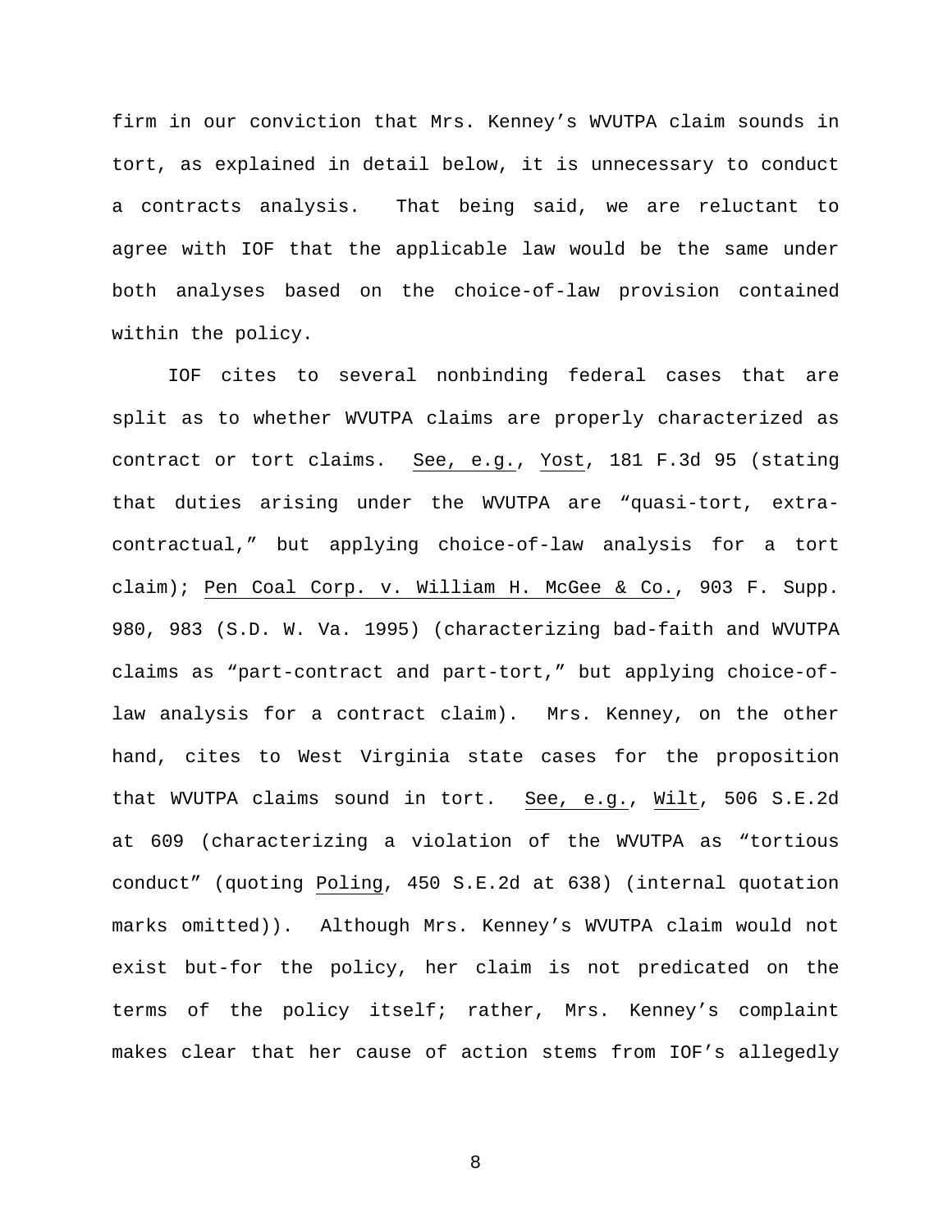firm in our conviction that Mrs. Kenney's WVUTPA claim sounds in tort, as explained in detail below, it is unnecessary to conduct a contracts analysis. That being said, we are reluctant to agree with IOF that the applicable law would be the same under both analyses based on the choice-of-law provision contained within the policy.

IOF cites to several nonbinding federal cases that are split as to whether WVUTPA claims are properly characterized as contract or tort claims. See, e.g., Yost, 181 F.3d 95 (stating that duties arising under the WVUTPA are "quasi-tort, extra-contractual," but applying choice-of-law analysis for a tort claim); Pen Coal Corp. v. William H. McGee & Co., 903 F. Supp. 980, 983 (S.D. W. Va. 1995) (characterizing bad-faith and WVUTPA claims as "part-contract and part-tort," but applying choice-of-law analysis for a contract claim). Mrs. Kenney, on the other hand, cites to West Virginia state cases for the proposition that WVUTPA claims sound in tort. See, e.g., Wilt, 506 S.E.2d at 609 (characterizing a violation of the WVUTPA as "tortious conduct" (quoting Poling, 450 S.E.2d at 638) (internal quotation marks omitted)). Although Mrs. Kenney's WVUTPA claim would not exist but-for the policy, her claim is not predicated on the terms of the policy itself; rather, Mrs. Kenney's complaint makes clear that her cause of action stems from IOF's allegedly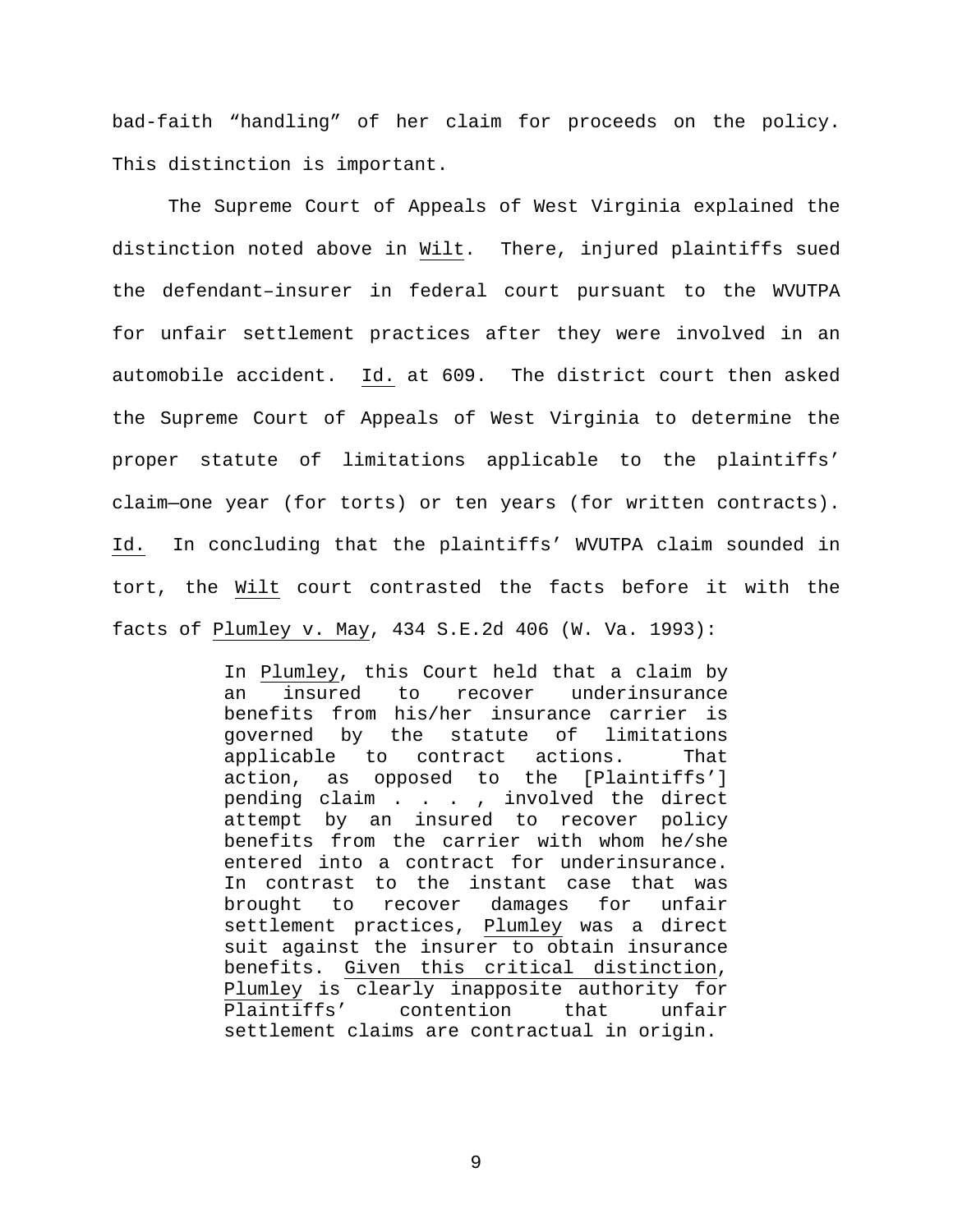bad-faith "handling" of her claim for proceeds on the policy. This distinction is important.

The Supreme Court of Appeals of West Virginia explained the distinction noted above in Wilt. There, injured plaintiffs sued the defendant–insurer in federal court pursuant to the WVUTPA for unfair settlement practices after they were involved in an automobile accident. Id. at 609. The district court then asked the Supreme Court of Appeals of West Virginia to determine the proper statute of limitations applicable to the plaintiffs' claim—one year (for torts) or ten years (for written contracts). Id. In concluding that the plaintiffs' WVUTPA claim sounded in tort, the Wilt court contrasted the facts before it with the facts of Plumley v. May, 434 S.E.2d 406 (W. Va. 1993):

> In Plumley, this Court held that a claim by an insured to recover underinsurance benefits from his/her insurance carrier is governed by the statute of limitations applicable to contract actions. That action, as opposed to the [Plaintiffs'] pending claim . . . , involved the direct attempt by an insured to recover policy benefits from the carrier with whom he/she entered into a contract for underinsurance. In contrast to the instant case that was brought to recover damages for unfair settlement practices, Plumley was a direct suit against the insurer to obtain insurance benefits. Given this critical distinction, Plumley is clearly inapposite authority for Plaintiffs' contention that unfair settlement claims are contractual in origin.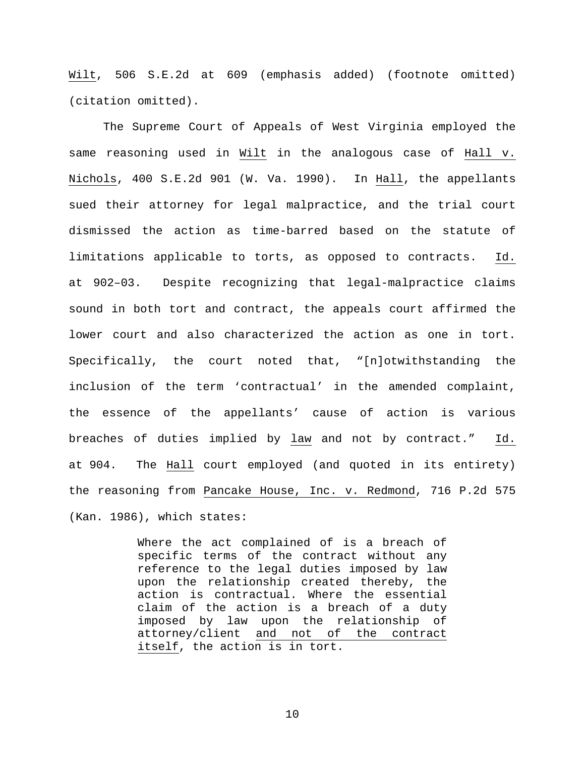Wilt, 506 S.E.2d at 609 (emphasis added) (footnote omitted) (citation omitted).

The Supreme Court of Appeals of West Virginia employed the same reasoning used in Wilt in the analogous case of Hall v. Nichols, 400 S.E.2d 901 (W. Va. 1990). In Hall, the appellants sued their attorney for legal malpractice, and the trial court dismissed the action as time-barred based on the statute of limitations applicable to torts, as opposed to contracts. Id. at 902–03. Despite recognizing that legal-malpractice claims sound in both tort and contract, the appeals court affirmed the lower court and also characterized the action as one in tort. Specifically, the court noted that, "[n]otwithstanding the inclusion of the term 'contractual' in the amended complaint, the essence of the appellants' cause of action is various breaches of duties implied by law and not by contract." Id. at 904. The Hall court employed (and quoted in its entirety) the reasoning from Pancake House, Inc. v. Redmond, 716 P.2d 575 (Kan. 1986), which states:

> Where the act complained of is a breach of specific terms of the contract without any reference to the legal duties imposed by law upon the relationship created thereby, the action is contractual. Where the essential claim of the action is a breach of a duty imposed by law upon the relationship of attorney/client and not of the contract itself, the action is in tort.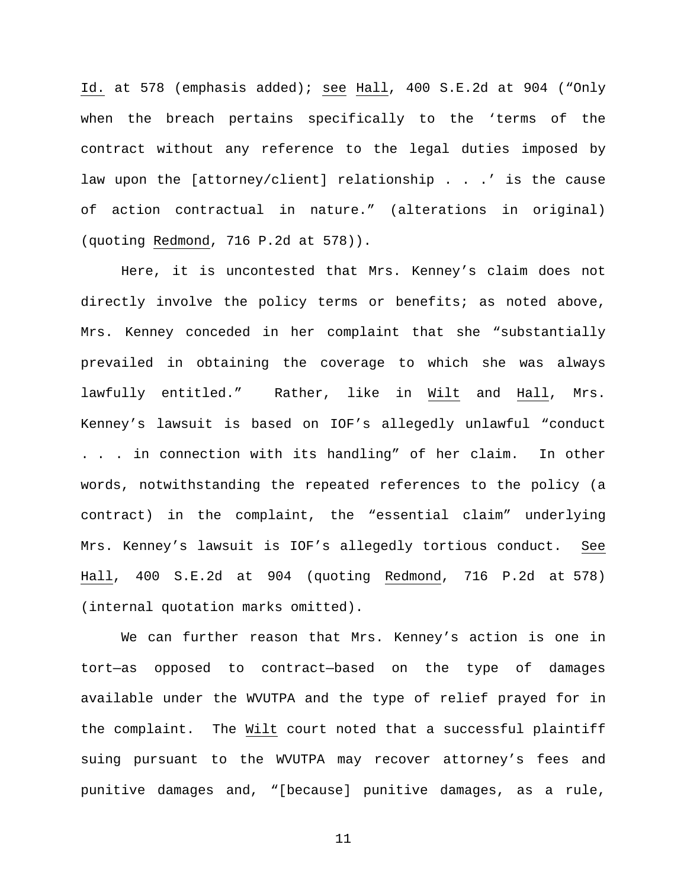Id. at 578 (emphasis added); see Hall, 400 S.E.2d at 904 ("Only when the breach pertains specifically to the 'terms of the contract without any reference to the legal duties imposed by law upon the [attorney/client] relationship . . .' is the cause of action contractual in nature." (alterations in original) (quoting Redmond, 716 P.2d at 578)).

Here, it is uncontested that Mrs. Kenney's claim does not directly involve the policy terms or benefits; as noted above, Mrs. Kenney conceded in her complaint that she "substantially prevailed in obtaining the coverage to which she was always lawfully entitled." Rather, like in Wilt and Hall, Mrs. Kenney's lawsuit is based on IOF's allegedly unlawful "conduct . . . in connection with its handling" of her claim. In other words, notwithstanding the repeated references to the policy (a contract) in the complaint, the "essential claim" underlying Mrs. Kenney's lawsuit is IOF's allegedly tortious conduct. See Hall, 400 S.E.2d at 904 (quoting Redmond, 716 P.2d at 578) (internal quotation marks omitted).

We can further reason that Mrs. Kenney's action is one in tort—as opposed to contract—based on the type of damages available under the WVUTPA and the type of relief prayed for in the complaint. The Wilt court noted that a successful plaintiff suing pursuant to the WVUTPA may recover attorney's fees and punitive damages and, "[because] punitive damages, as a rule,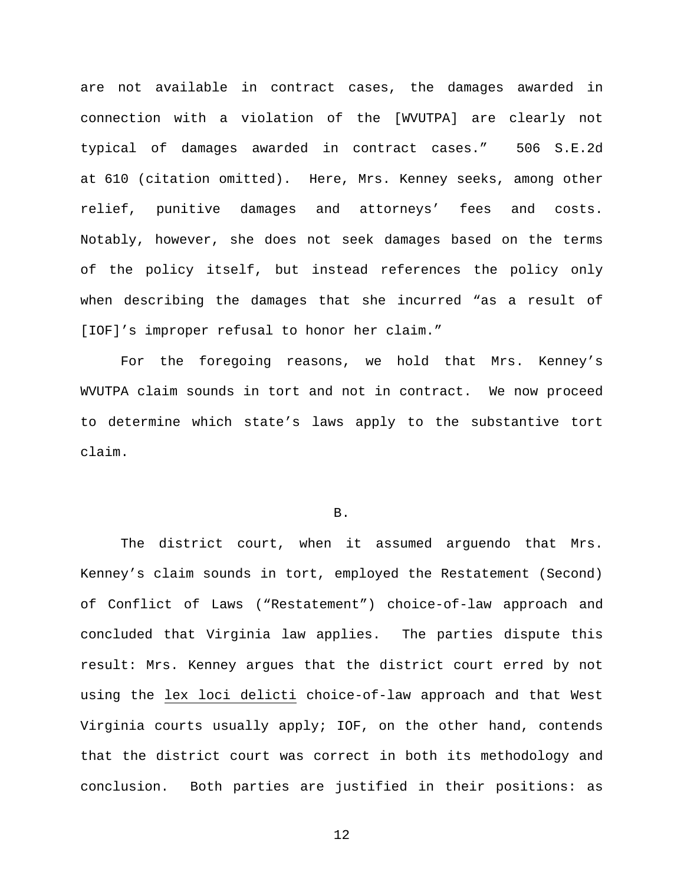are not available in contract cases, the damages awarded in connection with a violation of the [WVUTPA] are clearly not typical of damages awarded in contract cases." 506 S.E.2d at 610 (citation omitted). Here, Mrs. Kenney seeks, among other relief, punitive damages and attorneys' fees and costs. Notably, however, she does not seek damages based on the terms of the policy itself, but instead references the policy only when describing the damages that she incurred "as a result of [IOF]'s improper refusal to honor her claim."

For the foregoing reasons, we hold that Mrs. Kenney's WVUTPA claim sounds in tort and not in contract. We now proceed to determine which state's laws apply to the substantive tort claim.

B.

The district court, when it assumed arguendo that Mrs. Kenney's claim sounds in tort, employed the Restatement (Second) of Conflict of Laws ("Restatement") choice-of-law approach and concluded that Virginia law applies. The parties dispute this result: Mrs. Kenney argues that the district court erred by not using the lex loci delicti choice-of-law approach and that West Virginia courts usually apply; IOF, on the other hand, contends that the district court was correct in both its methodology and conclusion. Both parties are justified in their positions: as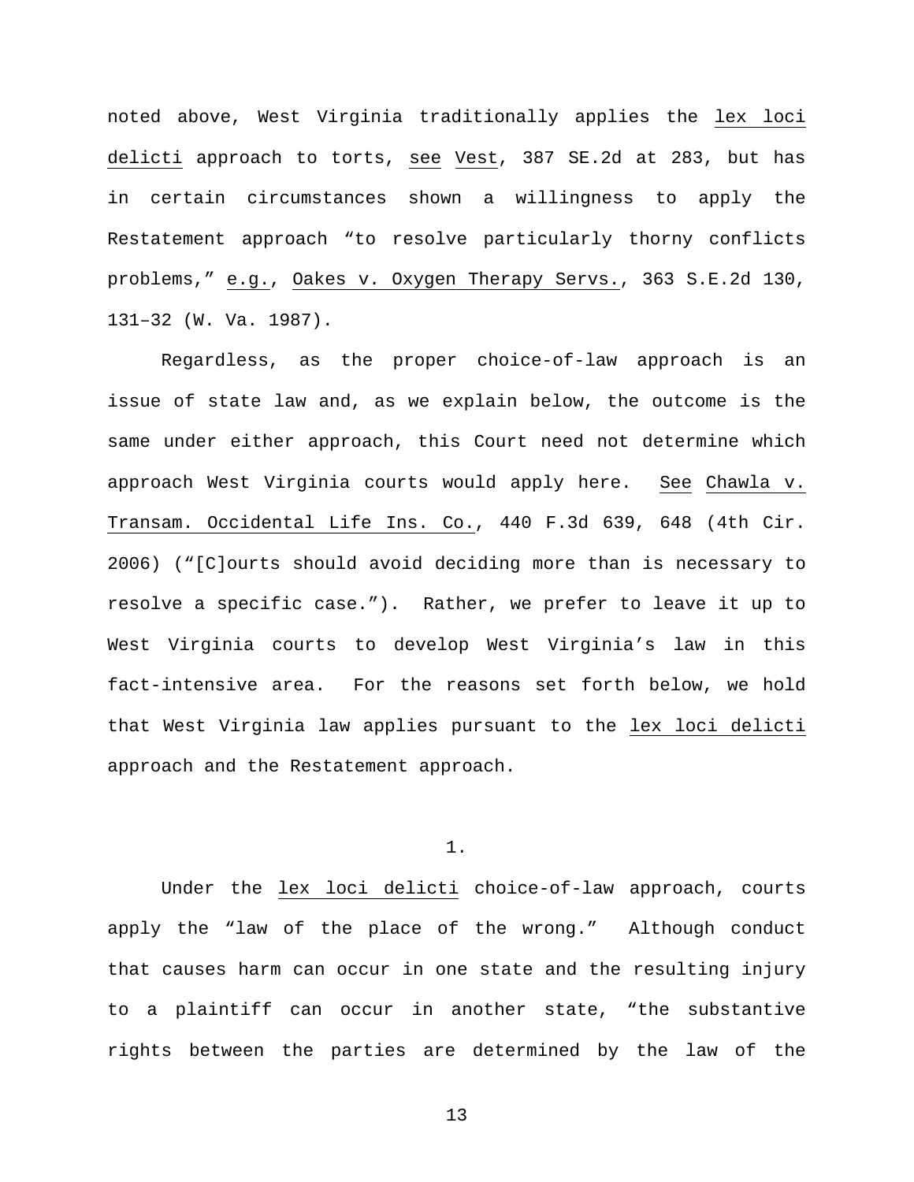noted above, West Virginia traditionally applies the lex loci delicti approach to torts, see Vest, 387 SE.2d at 283, but has in certain circumstances shown a willingness to apply the Restatement approach "to resolve particularly thorny conflicts problems," e.g., Oakes v. Oxygen Therapy Servs., 363 S.E.2d 130, 131–32 (W. Va. 1987).

Regardless, as the proper choice-of-law approach is an issue of state law and, as we explain below, the outcome is the same under either approach, this Court need not determine which approach West Virginia courts would apply here. See Chawla v. Transam. Occidental Life Ins. Co., 440 F.3d 639, 648 (4th Cir. 2006) ("[C]ourts should avoid deciding more than is necessary to resolve a specific case."). Rather, we prefer to leave it up to West Virginia courts to develop West Virginia's law in this fact-intensive area. For the reasons set forth below, we hold that West Virginia law applies pursuant to the lex loci delicti approach and the Restatement approach.

1.

Under the lex loci delicti choice-of-law approach, courts apply the "law of the place of the wrong." Although conduct that causes harm can occur in one state and the resulting injury to a plaintiff can occur in another state, "the substantive rights between the parties are determined by the law of the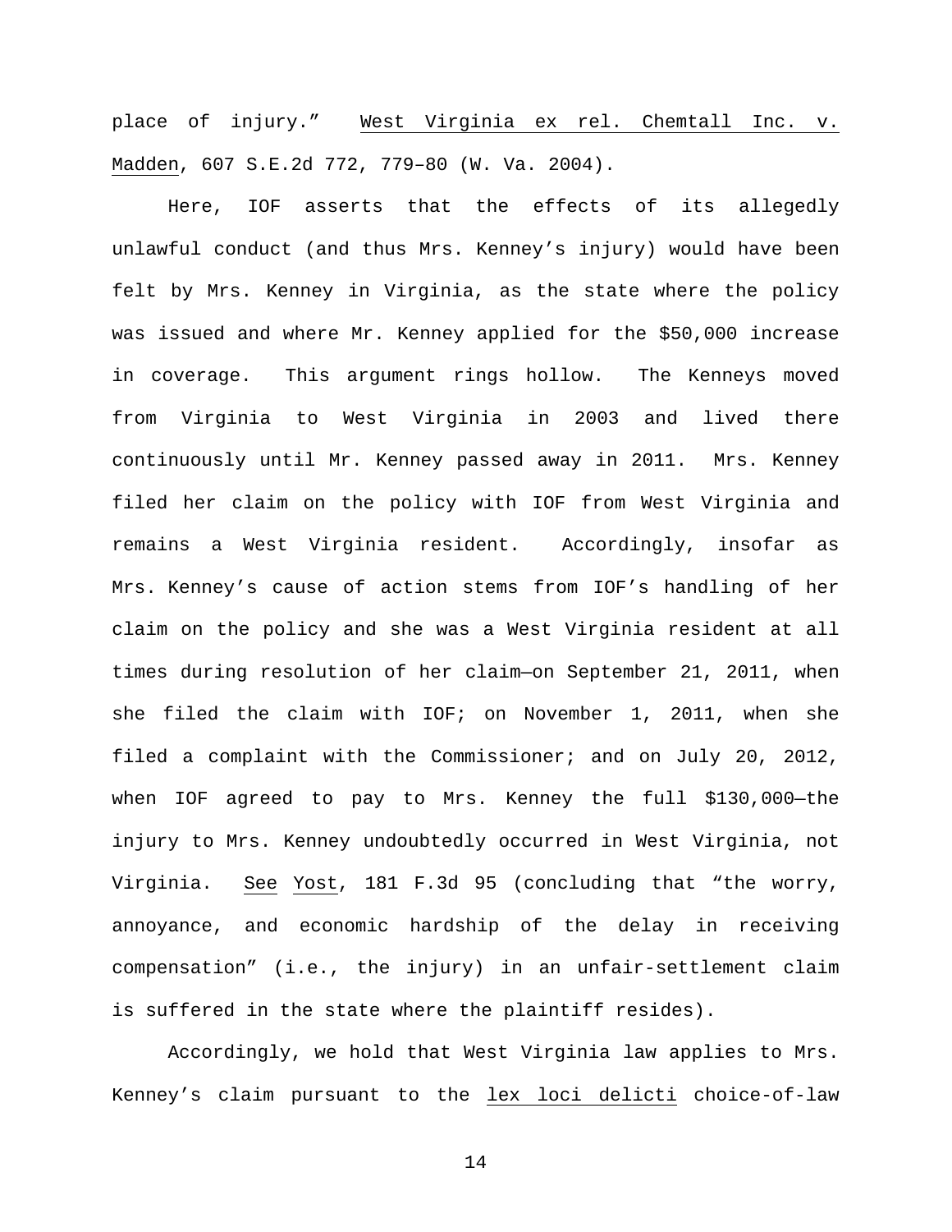place of injury." West Virginia ex rel. Chemtall Inc. v. Madden, 607 S.E.2d 772, 779–80 (W. Va. 2004).

Here, IOF asserts that the effects of its allegedly unlawful conduct (and thus Mrs. Kenney's injury) would have been felt by Mrs. Kenney in Virginia, as the state where the policy was issued and where Mr. Kenney applied for the $50,000 increase in coverage. This argument rings hollow. The Kenneys moved from Virginia to West Virginia in 2003 and lived there continuously until Mr. Kenney passed away in 2011. Mrs. Kenney filed her claim on the policy with IOF from West Virginia and remains a West Virginia resident. Accordingly, insofar as Mrs. Kenney's cause of action stems from IOF's handling of her claim on the policy and she was a West Virginia resident at all times during resolution of her claim—on September 21, 2011, when she filed the claim with IOF; on November 1, 2011, when she filed a complaint with the Commissioner; and on July 20, 2012, when IOF agreed to pay to Mrs. Kenney the full $130,000—the injury to Mrs. Kenney undoubtedly occurred in West Virginia, not Virginia. See Yost, 181 F.3d 95 (concluding that "the worry, annoyance, and economic hardship of the delay in receiving compensation" (i.e., the injury) in an unfair-settlement claim is suffered in the state where the plaintiff resides).

Accordingly, we hold that West Virginia law applies to Mrs. Kenney's claim pursuant to the lex loci delicti choice-of-law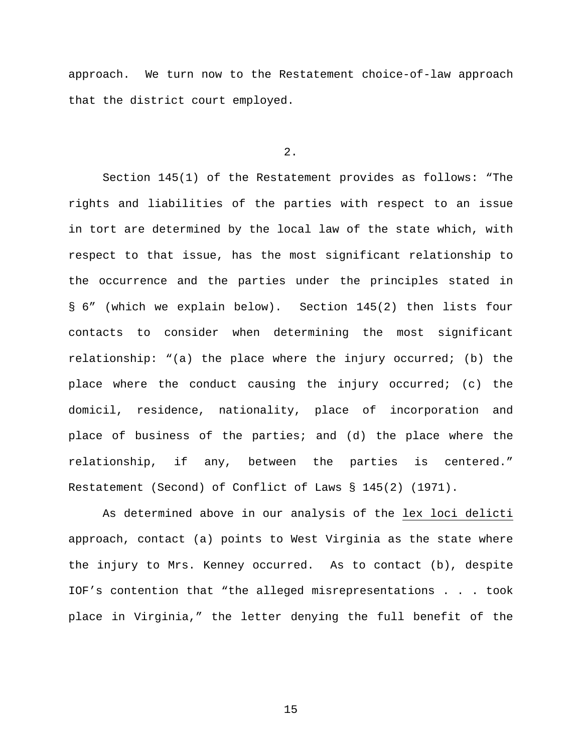approach. We turn now to the Restatement choice-of-law approach that the district court employed.

2.

Section 145(1) of the Restatement provides as follows: "The rights and liabilities of the parties with respect to an issue in tort are determined by the local law of the state which, with respect to that issue, has the most significant relationship to the occurrence and the parties under the principles stated in § 6" (which we explain below). Section 145(2) then lists four contacts to consider when determining the most significant relationship: "(a) the place where the injury occurred; (b) the place where the conduct causing the injury occurred; (c) the domicil, residence, nationality, place of incorporation and place of business of the parties; and (d) the place where the relationship, if any, between the parties is centered." Restatement (Second) of Conflict of Laws § 145(2) (1971).

As determined above in our analysis of the <u>lex loci delicti</u> approach, contact (a) points to West Virginia as the state where the injury to Mrs. Kenney occurred. As to contact (b), despite IOF's contention that "the alleged misrepresentations . . . took place in Virginia," the letter denying the full benefit of the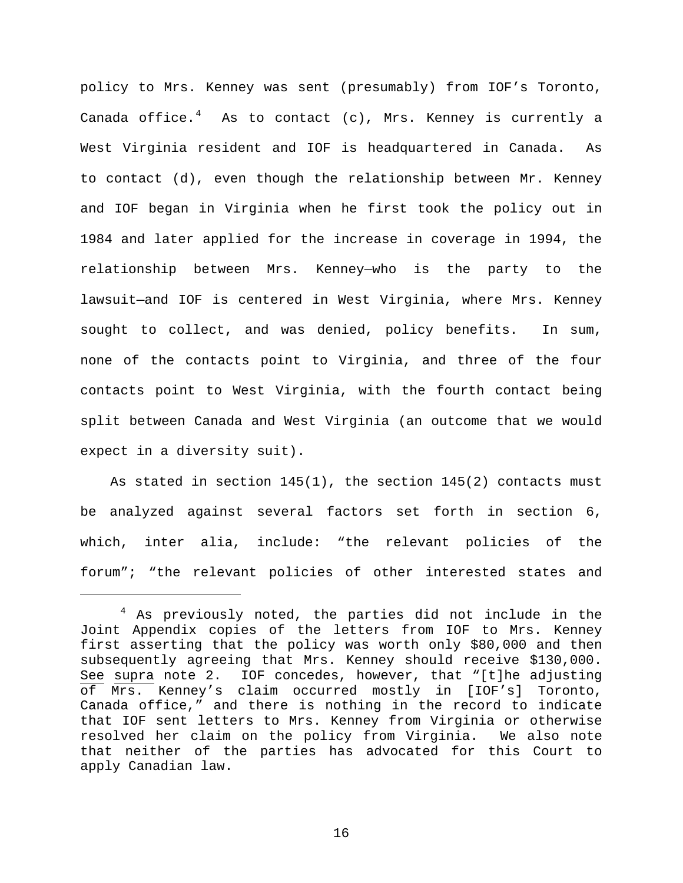policy to Mrs. Kenney was sent (presumably) from IOF's Toronto, Canada office.[4] As to contact (c), Mrs. Kenney is currently a West Virginia resident and IOF is headquartered in Canada. As to contact (d), even though the relationship between Mr. Kenney and IOF began in Virginia when he first took the policy out in 1984 and later applied for the increase in coverage in 1994, the relationship between Mrs. Kenney—who is the party to the lawsuit—and IOF is centered in West Virginia, where Mrs. Kenney sought to collect, and was denied, policy benefits. In sum, none of the contacts point to Virginia, and three of the four contacts point to West Virginia, with the fourth contact being split between Canada and West Virginia (an outcome that we would expect in a diversity suit).

As stated in section 145(1), the section 145(2) contacts must be analyzed against several factors set forth in section 6, which, inter alia, include: "the relevant policies of the forum"; "the relevant policies of other interested states and

---

[4] As previously noted, the parties did not include in the Joint Appendix copies of the letters from IOF to Mrs. Kenney first asserting that the policy was worth only $80,000 and then subsequently agreeing that Mrs. Kenney should receive $130,000. <u>See</u> <u>supra</u> note 2. IOF concedes, however, that "[t]he adjusting of Mrs. Kenney's claim occurred mostly in [IOF's] Toronto, Canada office," and there is nothing in the record to indicate that IOF sent letters to Mrs. Kenney from Virginia or otherwise resolved her claim on the policy from Virginia. We also note that neither of the parties has advocated for this Court to apply Canadian law.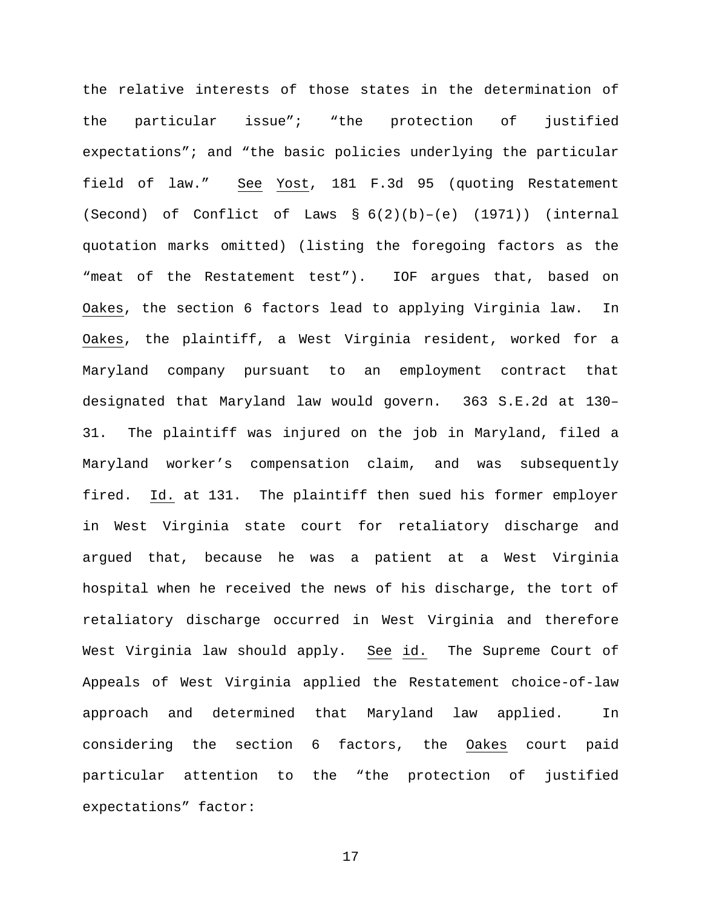the relative interests of those states in the determination of the particular issue"; "the protection of justified expectations"; and "the basic policies underlying the particular field of law." See Yost, 181 F.3d 95 (quoting Restatement (Second) of Conflict of Laws § 6(2)(b)–(e) (1971)) (internal quotation marks omitted) (listing the foregoing factors as the "meat of the Restatement test"). IOF argues that, based on Oakes, the section 6 factors lead to applying Virginia law. In Oakes, the plaintiff, a West Virginia resident, worked for a Maryland company pursuant to an employment contract that designated that Maryland law would govern. 363 S.E.2d at 130–31. The plaintiff was injured on the job in Maryland, filed a Maryland worker's compensation claim, and was subsequently fired. Id. at 131. The plaintiff then sued his former employer in West Virginia state court for retaliatory discharge and argued that, because he was a patient at a West Virginia hospital when he received the news of his discharge, the tort of retaliatory discharge occurred in West Virginia and therefore West Virginia law should apply. See id. The Supreme Court of Appeals of West Virginia applied the Restatement choice-of-law approach and determined that Maryland law applied. In considering the section 6 factors, the Oakes court paid particular attention to the "the protection of justified expectations" factor: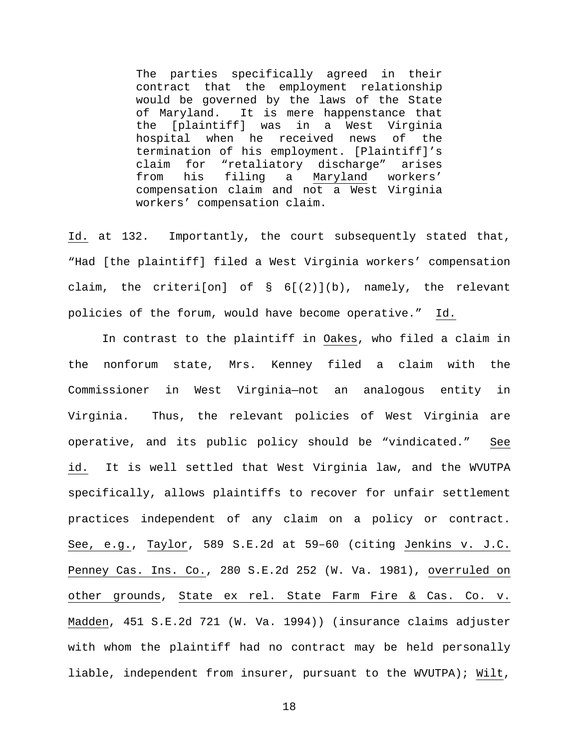> The parties specifically agreed in their contract that the employment relationship would be governed by the laws of the State of Maryland. It is mere happenstance that the [plaintiff] was in a West Virginia hospital when he received news of the termination of his employment. [Plaintiff]'s claim for "retaliatory discharge" arises from his filing a Maryland workers' compensation claim and not a West Virginia workers' compensation claim.

Id. at 132. Importantly, the court subsequently stated that, "Had [the plaintiff] filed a West Virginia workers' compensation claim, the criteri[on] of § 6[(2)](b), namely, the relevant policies of the forum, would have become operative." Id.

In contrast to the plaintiff in Oakes, who filed a claim in the nonforum state, Mrs. Kenney filed a claim with the Commissioner in West Virginia—not an analogous entity in Virginia. Thus, the relevant policies of West Virginia are operative, and its public policy should be "vindicated." See id. It is well settled that West Virginia law, and the WVUTPA specifically, allows plaintiffs to recover for unfair settlement practices independent of any claim on a policy or contract. See, e.g., Taylor, 589 S.E.2d at 59–60 (citing Jenkins v. J.C. Penney Cas. Ins. Co., 280 S.E.2d 252 (W. Va. 1981), overruled on other grounds, State ex rel. State Farm Fire & Cas. Co. v. Madden, 451 S.E.2d 721 (W. Va. 1994)) (insurance claims adjuster with whom the plaintiff had no contract may be held personally liable, independent from insurer, pursuant to the WVUTPA); Wilt,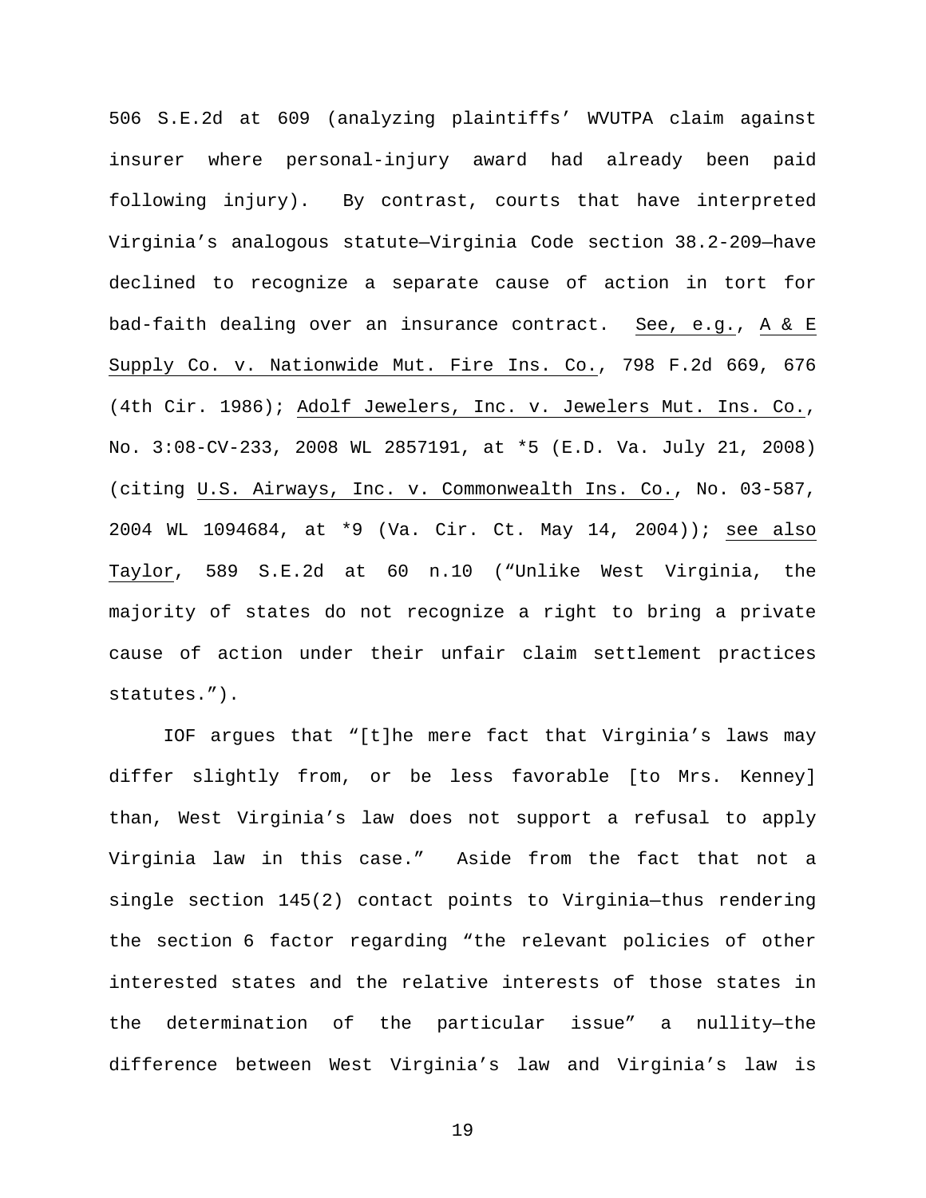506 S.E.2d at 609 (analyzing plaintiffs' WVUTPA claim against insurer where personal-injury award had already been paid following injury). By contrast, courts that have interpreted Virginia's analogous statute—Virginia Code section 38.2-209—have declined to recognize a separate cause of action in tort for bad-faith dealing over an insurance contract. See, e.g., A & E Supply Co. v. Nationwide Mut. Fire Ins. Co., 798 F.2d 669, 676 (4th Cir. 1986); Adolf Jewelers, Inc. v. Jewelers Mut. Ins. Co., No. 3:08-CV-233, 2008 WL 2857191, at *5 (E.D. Va. July 21, 2008) (citing U.S. Airways, Inc. v. Commonwealth Ins. Co., No. 03-587, 2004 WL 1094684, at *9 (Va. Cir. Ct. May 14, 2004)); see also Taylor, 589 S.E.2d at 60 n.10 ("Unlike West Virginia, the majority of states do not recognize a right to bring a private cause of action under their unfair claim settlement practices statutes.").

IOF argues that "[t]he mere fact that Virginia's laws may differ slightly from, or be less favorable [to Mrs. Kenney] than, West Virginia's law does not support a refusal to apply Virginia law in this case." Aside from the fact that not a single section 145(2) contact points to Virginia—thus rendering the section 6 factor regarding "the relevant policies of other interested states and the relative interests of those states in the determination of the particular issue" a nullity—the difference between West Virginia's law and Virginia's law is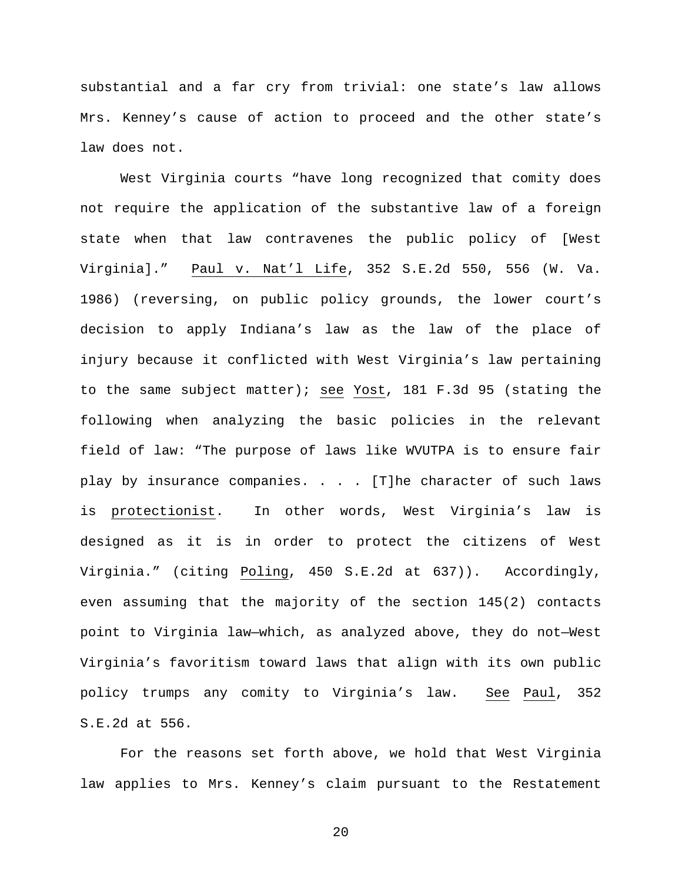substantial and a far cry from trivial: one state's law allows Mrs. Kenney's cause of action to proceed and the other state's law does not.

West Virginia courts "have long recognized that comity does not require the application of the substantive law of a foreign state when that law contravenes the public policy of [West Virginia]." Paul v. Nat'l Life, 352 S.E.2d 550, 556 (W. Va. 1986) (reversing, on public policy grounds, the lower court's decision to apply Indiana's law as the law of the place of injury because it conflicted with West Virginia's law pertaining to the same subject matter); see Yost, 181 F.3d 95 (stating the following when analyzing the basic policies in the relevant field of law: "The purpose of laws like WVUTPA is to ensure fair play by insurance companies. . . . [T]he character of such laws is protectionist. In other words, West Virginia's law is designed as it is in order to protect the citizens of West Virginia." (citing Poling, 450 S.E.2d at 637)). Accordingly, even assuming that the majority of the section 145(2) contacts point to Virginia law—which, as analyzed above, they do not—West Virginia's favoritism toward laws that align with its own public policy trumps any comity to Virginia's law. See Paul, 352 S.E.2d at 556.

For the reasons set forth above, we hold that West Virginia law applies to Mrs. Kenney's claim pursuant to the Restatement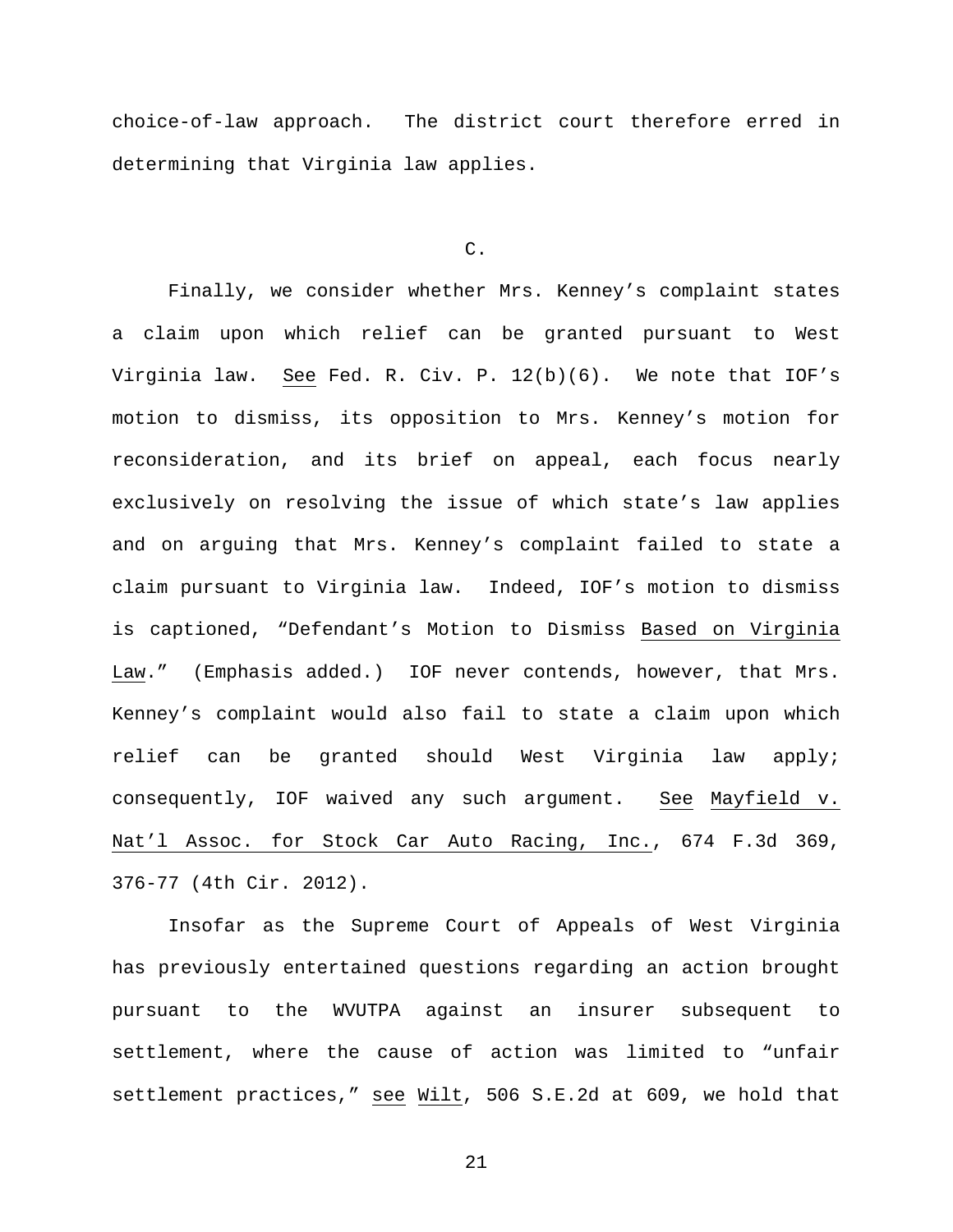choice-of-law approach. The district court therefore erred in determining that Virginia law applies.

### C.

Finally, we consider whether Mrs. Kenney's complaint states a claim upon which relief can be granted pursuant to West Virginia law. _See_ Fed. R. Civ. P. 12(b)(6). We note that IOF's motion to dismiss, its opposition to Mrs. Kenney's motion for reconsideration, and its brief on appeal, each focus nearly exclusively on resolving the issue of which state's law applies and on arguing that Mrs. Kenney's complaint failed to state a claim pursuant to Virginia law. Indeed, IOF's motion to dismiss is captioned, "Defendant's Motion to Dismiss _Based on Virginia Law_." (Emphasis added.) IOF never contends, however, that Mrs. Kenney's complaint would also fail to state a claim upon which relief can be granted should West Virginia law apply; consequently, IOF waived any such argument. _See_ _Mayfield v. Nat'l Assoc. for Stock Car Auto Racing, Inc._, 674 F.3d 369, 376-77 (4th Cir. 2012).

Insofar as the Supreme Court of Appeals of West Virginia has previously entertained questions regarding an action brought pursuant to the WVUTPA against an insurer subsequent to settlement, where the cause of action was limited to "unfair settlement practices," _see_ _Wilt_, 506 S.E.2d at 609, we hold that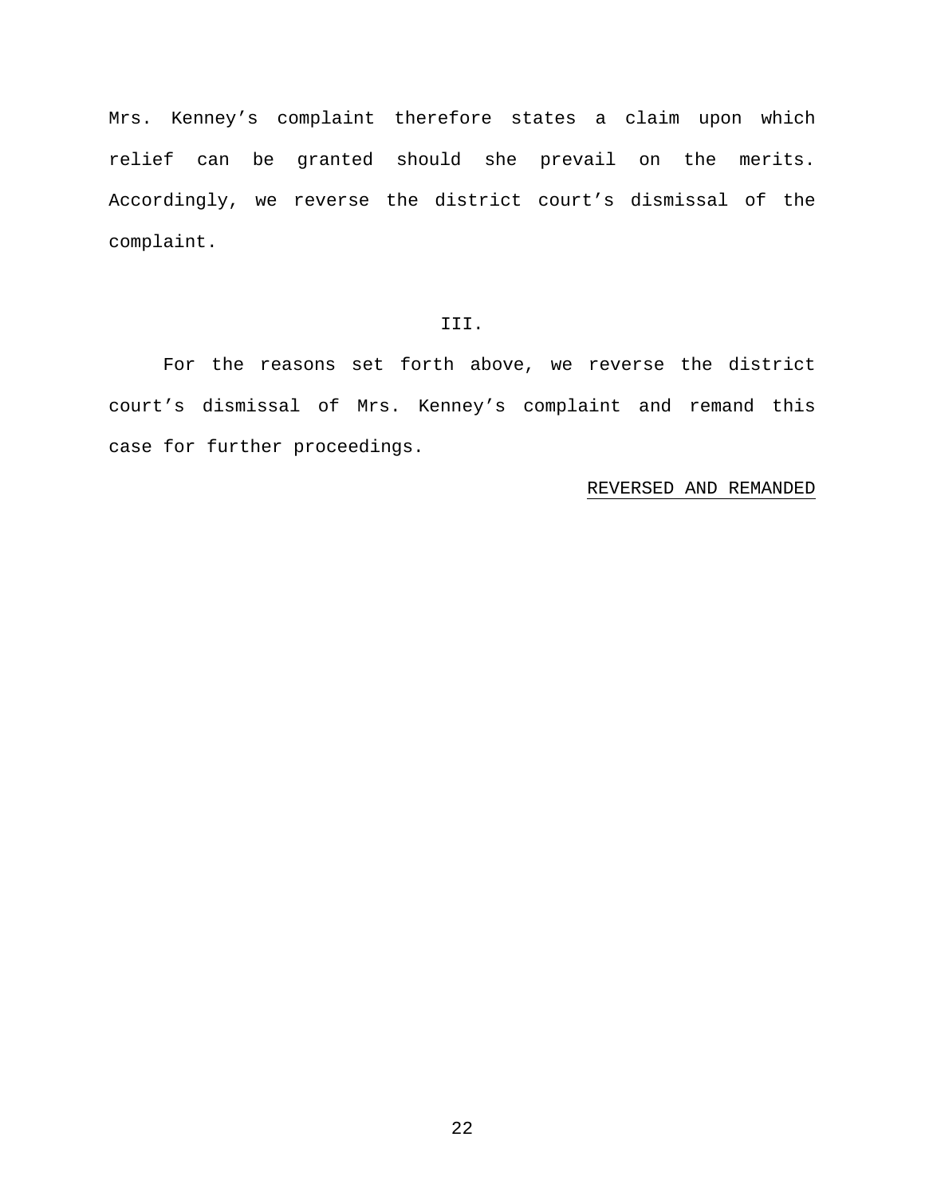Mrs. Kenney's complaint therefore states a claim upon which relief can be granted should she prevail on the merits. Accordingly, we reverse the district court's dismissal of the complaint.

## III.

For the reasons set forth above, we reverse the district court's dismissal of Mrs. Kenney's complaint and remand this case for further proceedings.

REVERSED AND REMANDED